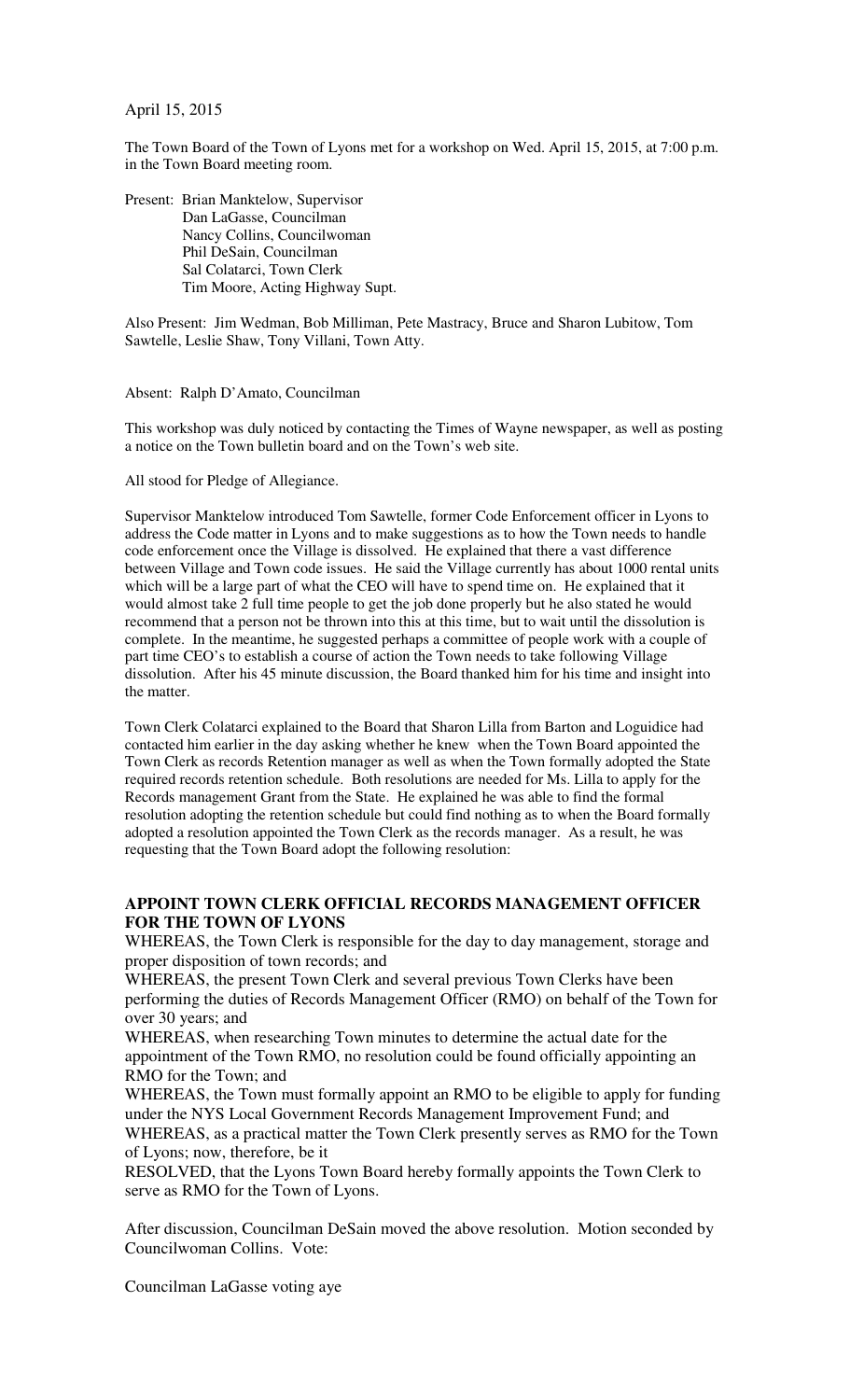April 15, 2015

The Town Board of the Town of Lyons met for a workshop on Wed. April 15, 2015, at 7:00 p.m. in the Town Board meeting room.

Present: Brian Manktelow, Supervisor
Dan LaGasse, Councilman
Nancy Collins, Councilwoman
Phil DeSain, Councilman
Sal Colatarci, Town Clerk
Tim Moore, Acting Highway Supt.

Also Present: Jim Wedman, Bob Milliman, Pete Mastracy, Bruce and Sharon Lubitow, Tom Sawtelle, Leslie Shaw, Tony Villani, Town Atty.

Absent: Ralph D'Amato, Councilman

This workshop was duly noticed by contacting the Times of Wayne newspaper, as well as posting a notice on the Town bulletin board and on the Town's web site.

All stood for Pledge of Allegiance.

Supervisor Manktelow introduced Tom Sawtelle, former Code Enforcement officer in Lyons to address the Code matter in Lyons and to make suggestions as to how the Town needs to handle code enforcement once the Village is dissolved. He explained that there a vast difference between Village and Town code issues. He said the Village currently has about 1000 rental units which will be a large part of what the CEO will have to spend time on. He explained that it would almost take 2 full time people to get the job done properly but he also stated he would recommend that a person not be thrown into this at this time, but to wait until the dissolution is complete. In the meantime, he suggested perhaps a committee of people work with a couple of part time CEO's to establish a course of action the Town needs to take following Village dissolution. After his 45 minute discussion, the Board thanked him for his time and insight into the matter.

Town Clerk Colatarci explained to the Board that Sharon Lilla from Barton and Loguidice had contacted him earlier in the day asking whether he knew when the Town Board appointed the Town Clerk as records Retention manager as well as when the Town formally adopted the State required records retention schedule. Both resolutions are needed for Ms. Lilla to apply for the Records management Grant from the State. He explained he was able to find the formal resolution adopting the retention schedule but could find nothing as to when the Board formally adopted a resolution appointed the Town Clerk as the records manager. As a result, he was requesting that the Town Board adopt the following resolution:

**APPOINT TOWN CLERK OFFICIAL RECORDS MANAGEMENT OFFICER FOR THE TOWN OF LYONS**

WHEREAS, the Town Clerk is responsible for the day to day management, storage and proper disposition of town records; and

WHEREAS, the present Town Clerk and several previous Town Clerks have been performing the duties of Records Management Officer (RMO) on behalf of the Town for over 30 years; and

WHEREAS, when researching Town minutes to determine the actual date for the appointment of the Town RMO, no resolution could be found officially appointing an RMO for the Town; and

WHEREAS, the Town must formally appoint an RMO to be eligible to apply for funding under the NYS Local Government Records Management Improvement Fund; and

WHEREAS, as a practical matter the Town Clerk presently serves as RMO for the Town of Lyons; now, therefore, be it

RESOLVED, that the Lyons Town Board hereby formally appoints the Town Clerk to serve as RMO for the Town of Lyons.

After discussion, Councilman DeSain moved the above resolution. Motion seconded by Councilwoman Collins. Vote:

Councilman LaGasse voting aye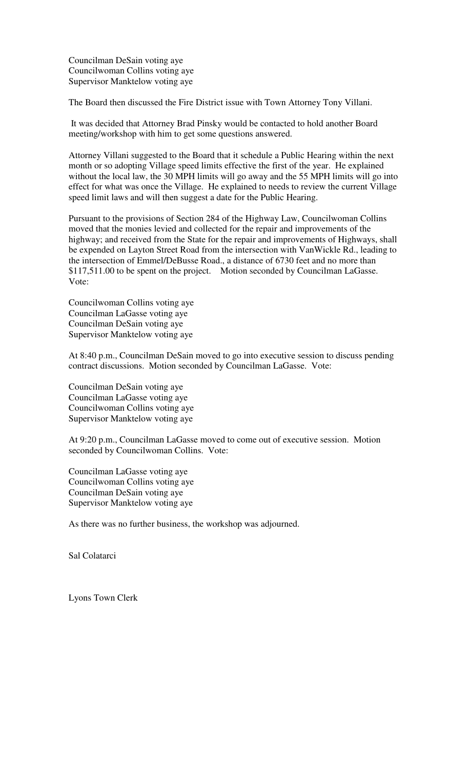Councilman DeSain voting aye
Councilwoman Collins voting aye
Supervisor Manktelow voting aye

The Board then discussed the Fire District issue with Town Attorney Tony Villani.

It was decided that Attorney Brad Pinsky would be contacted to hold another Board meeting/workshop with him to get some questions answered.

Attorney Villani suggested to the Board that it schedule a Public Hearing within the next month or so adopting Village speed limits effective the first of the year. He explained without the local law, the 30 MPH limits will go away and the 55 MPH limits will go into effect for what was once the Village. He explained to needs to review the current Village speed limit laws and will then suggest a date for the Public Hearing.

Pursuant to the provisions of Section 284 of the Highway Law, Councilwoman Collins moved that the monies levied and collected for the repair and improvements of the highway; and received from the State for the repair and improvements of Highways, shall be expended on Layton Street Road from the intersection with VanWickle Rd., leading to the intersection of Emmel/DeBusse Road., a distance of 6730 feet and no more than $117,511.00 to be spent on the project. Motion seconded by Councilman LaGasse. Vote:

Councilwoman Collins voting aye
Councilman LaGasse voting aye
Councilman DeSain voting aye
Supervisor Manktelow voting aye

At 8:40 p.m., Councilman DeSain moved to go into executive session to discuss pending contract discussions. Motion seconded by Councilman LaGasse. Vote:

Councilman DeSain voting aye
Councilman LaGasse voting aye
Councilwoman Collins voting aye
Supervisor Manktelow voting aye

At 9:20 p.m., Councilman LaGasse moved to come out of executive session. Motion seconded by Councilwoman Collins. Vote:

Councilman LaGasse voting aye
Councilwoman Collins voting aye
Councilman DeSain voting aye
Supervisor Manktelow voting aye

As there was no further business, the workshop was adjourned.

Sal Colatarci

Lyons Town Clerk